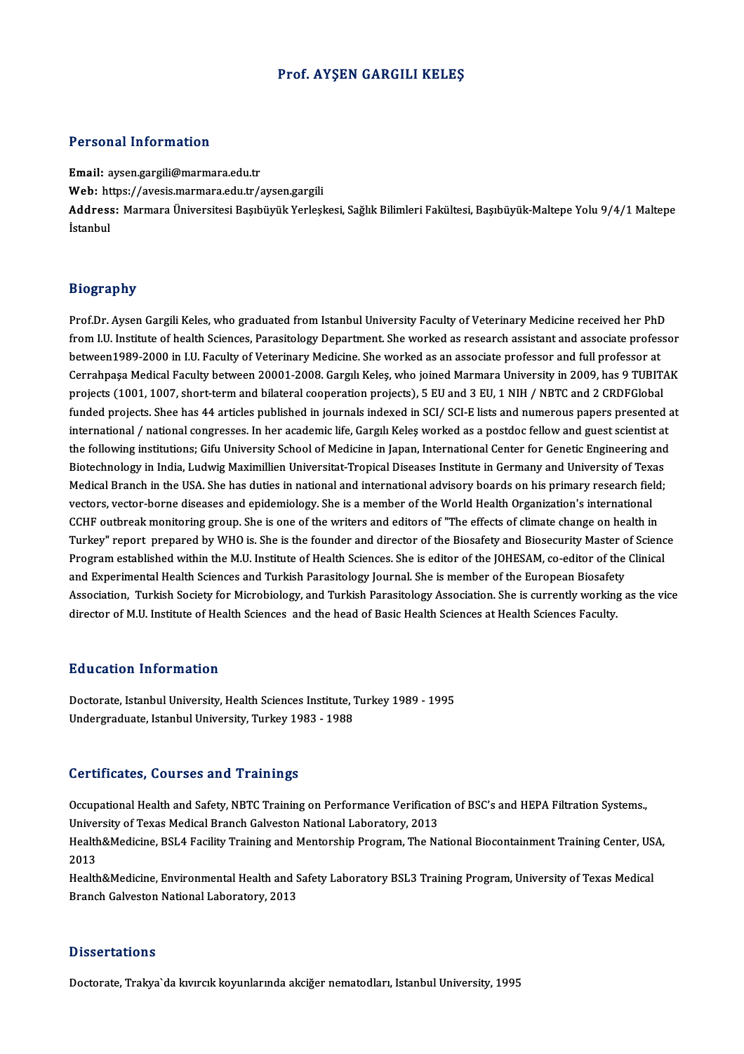# Prof. AYŞEN GARGILI KELEŞ

## Personal Information

**Email:** aysen.gargili@marmara.edu.tr
**Web:** https://avesis.marmara.edu.tr/aysen.gargili
**Address:** Marmara Üniversitesi Başıbüyük Yerleşkesi, Sağlık Bilimleri Fakültesi, Başıbüyük-Maltepe Yolu 9/4/1 Maltepe İstanbul

## Biography

Prof.Dr. Aysen Gargili Keles, who graduated from Istanbul University Faculty of Veterinary Medicine received her PhD from I.U. Institute of health Sciences, Parasitology Department. She worked as research assistant and associate professor between1989-2000 in I.U. Faculty of Veterinary Medicine. She worked as an associate professor and full professor at Cerrahpaşa Medical Faculty between 20001-2008. Gargılı Keleş, who joined Marmara University in 2009, has 9 TUBITAK projects (1001, 1007, short-term and bilateral cooperation projects), 5 EU and 3 EU, 1 NIH / NBTC and 2 CRDFGlobal funded projects. Shee has 44 articles published in journals indexed in SCI/ SCI-E lists and numerous papers presented at international / national congresses. In her academic life, Gargılı Keleş worked as a postdoc fellow and guest scientist at the following institutions; Gifu University School of Medicine in Japan, International Center for Genetic Engineering and Biotechnology in India, Ludwig Maximillien Universitat-Tropical Diseases Institute in Germany and University of Texas Medical Branch in the USA. She has duties in national and international advisory boards on his primary research field; vectors, vector-borne diseases and epidemiology. She is a member of the World Health Organization's international CCHF outbreak monitoring group. She is one of the writers and editors of "The effects of climate change on health in Turkey" report prepared by WHO is. She is the founder and director of the Biosafety and Biosecurity Master of Science Program established within the M.U. Institute of Health Sciences. She is editor of the JOHESAM, co-editor of the Clinical and Experimental Health Sciences and Turkish Parasitology Journal. She is member of the European Biosafety Association, Turkish Society for Microbiology, and Turkish Parasitology Association. She is currently working as the vice director of M.U. Institute of Health Sciences and the head of Basic Health Sciences at Health Sciences Faculty.

## Education Information

Doctorate, Istanbul University, Health Sciences Institute, Turkey 1989 - 1995
Undergraduate, Istanbul University, Turkey 1983 - 1988

## Certificates, Courses and Trainings

Occupational Health and Safety, NBTC Training on Performance Verification of BSC's and HEPA Filtration Systems., University of Texas Medical Branch Galveston National Laboratory, 2013
Health&Medicine, BSL4 Facility Training and Mentorship Program, The National Biocontainment Training Center, USA, 2013
Health&Medicine, Environmental Health and Safety Laboratory BSL3 Training Program, University of Texas Medical Branch Galveston National Laboratory, 2013

## Dissertations

Doctorate, Trakya`da kıvırcık koyunlarında akciğer nematodları, Istanbul University, 1995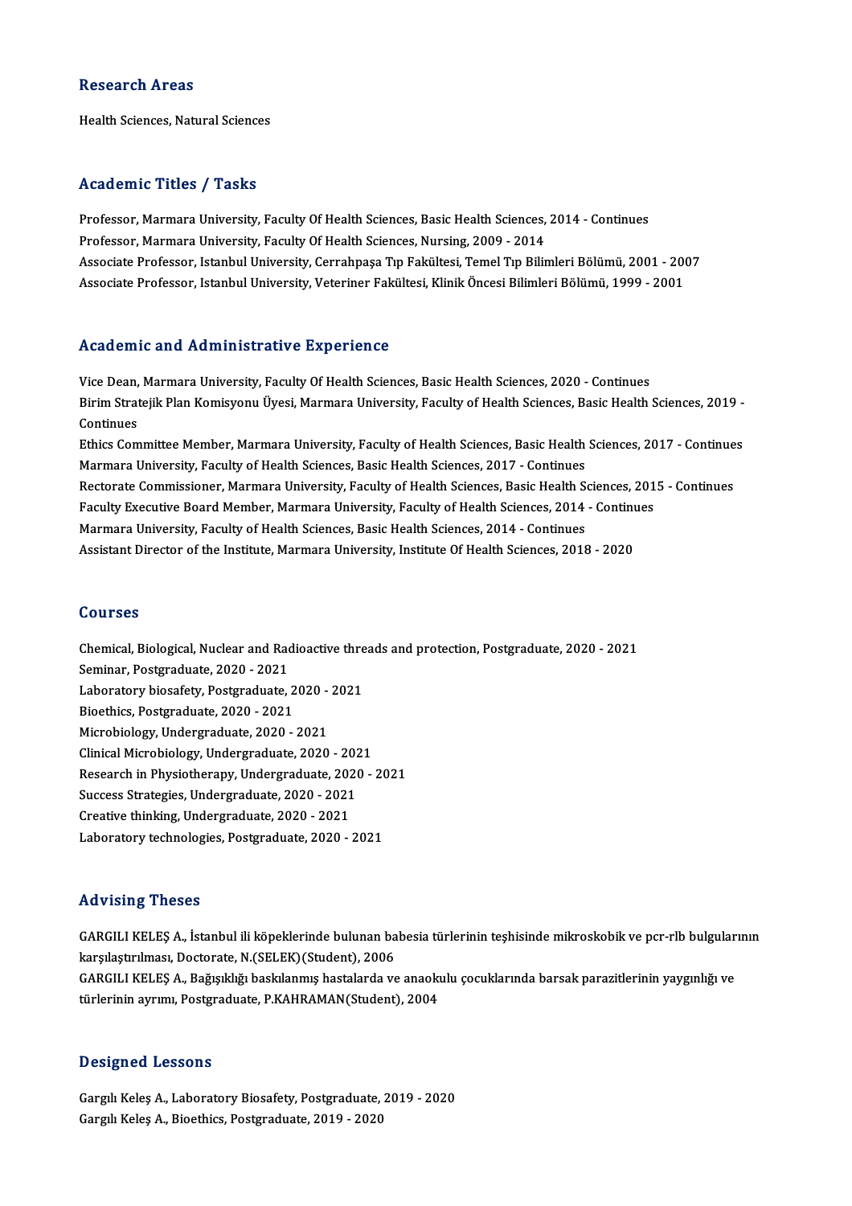## Research Areas

Health Sciences, Natural Sciences

## Academic Titles / Tasks

Professor, Marmara University, Faculty Of Health Sciences, Basic Health Sciences, 2014 - Continues
Professor, Marmara University, Faculty Of Health Sciences, Nursing, 2009 - 2014
Associate Professor, Istanbul University, Cerrahpaşa Tıp Fakültesi, Temel Tıp Bilimleri Bölümü, 2001 - 2007
Associate Professor, Istanbul University, Veteriner Fakültesi, Klinik Öncesi Bilimleri Bölümü, 1999 - 2001

## Academic and Administrative Experience

Vice Dean, Marmara University, Faculty Of Health Sciences, Basic Health Sciences, 2020 - Continues
Birim Stratejik Plan Komisyonu Üyesi, Marmara University, Faculty of Health Sciences, Basic Health Sciences, 2019 - Continues
Ethics Committee Member, Marmara University, Faculty of Health Sciences, Basic Health Sciences, 2017 - Continues
Marmara University, Faculty of Health Sciences, Basic Health Sciences, 2017 - Continues
Rectorate Commissioner, Marmara University, Faculty of Health Sciences, Basic Health Sciences, 2015 - Continues
Faculty Executive Board Member, Marmara University, Faculty of Health Sciences, 2014 - Continues
Marmara University, Faculty of Health Sciences, Basic Health Sciences, 2014 - Continues
Assistant Director of the Institute, Marmara University, Institute Of Health Sciences, 2018 - 2020

## Courses

Chemical, Biological, Nuclear and Radioactive threads and protection, Postgraduate, 2020 - 2021
Seminar, Postgraduate, 2020 - 2021
Laboratory biosafety, Postgraduate, 2020 - 2021
Bioethics, Postgraduate, 2020 - 2021
Microbiology, Undergraduate, 2020 - 2021
Clinical Microbiology, Undergraduate, 2020 - 2021
Research in Physiotherapy, Undergraduate, 2020 - 2021
Success Strategies, Undergraduate, 2020 - 2021
Creative thinking, Undergraduate, 2020 - 2021
Laboratory technologies, Postgraduate, 2020 - 2021

## Advising Theses

GARGILI KELEŞ A., İstanbul ili köpeklerinde bulunan babesia türlerinin teşhisinde mikroskobik ve pcr-rlb bulgularının karşılaştırılması, Doctorate, N.(SELEK)(Student), 2006
GARGILI KELEŞ A., Bağışıklığı baskılanmış hastalarda ve anaokulu çocuklarında barsak parazitlerinin yaygınlığı ve türlerinin ayrımı, Postgraduate, P.KAHRAMAN(Student), 2004

## Designed Lessons

Gargılı Keleş A., Laboratory Biosafety, Postgraduate, 2019 - 2020
Gargılı Keleş A., Bioethics, Postgraduate, 2019 - 2020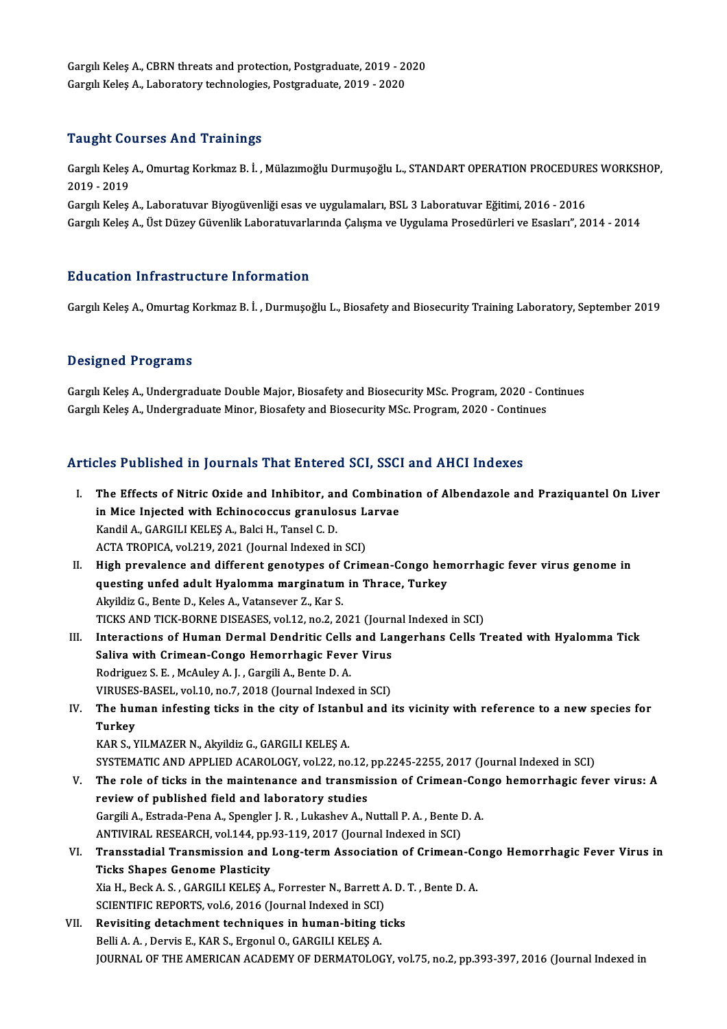Gargılı Keleş A., CBRN threats and protection, Postgraduate, 2019 - 2020
Gargılı Keleş A., Laboratory technologies, Postgraduate, 2019 - 2020

## Taught Courses And Trainings

Gargılı Keleş A., Omurtag Korkmaz B. İ. , Mülazımoğlu Durmuşoğlu L., STANDART OPERATION PROCEDURES WORKSHOP, 2019 - 2019
Gargılı Keleş A., Laboratuvar Biyogüvenliği esas ve uygulamaları, BSL 3 Laboratuvar Eğitimi, 2016 - 2016
Gargılı Keleş A., Üst Düzey Güvenlik Laboratuvarlarında Çalışma ve Uygulama Prosedürleri ve Esasları", 2014 - 2014

## Education Infrastructure Information

Gargılı Keleş A., Omurtag Korkmaz B. İ. , Durmuşoğlu L., Biosafety and Biosecurity Training Laboratory, September 2019

## Designed Programs

Gargılı Keleş A., Undergraduate Double Major, Biosafety and Biosecurity MSc. Program, 2020 - Continues
Gargılı Keleş A., Undergraduate Minor, Biosafety and Biosecurity MSc. Program, 2020 - Continues

## Articles Published in Journals That Entered SCI, SSCI and AHCI Indexes

I. **The Effects of Nitric Oxide and Inhibitor, and Combination of Albendazole and Praziquantel On Liver in Mice Injected with Echinococcus granulosus Larvae**
Kandil A., GARGILI KELEŞ A., Balci H., Tansel C. D.
ACTA TROPICA, vol.219, 2021 (Journal Indexed in SCI)

II. **High prevalence and different genotypes of Crimean-Congo hemorrhagic fever virus genome in questing unfed adult Hyalomma marginatum in Thrace, Turkey**
Akyildiz G., Bente D., Keles A., Vatansever Z., Kar S.
TICKS AND TICK-BORNE DISEASES, vol.12, no.2, 2021 (Journal Indexed in SCI)

III. **Interactions of Human Dermal Dendritic Cells and Langerhans Cells Treated with Hyalomma Tick Saliva with Crimean-Congo Hemorrhagic Fever Virus**
Rodriguez S. E. , McAuley A. J. , Gargili A., Bente D. A.
VIRUSES-BASEL, vol.10, no.7, 2018 (Journal Indexed in SCI)

IV. **The human infesting ticks in the city of Istanbul and its vicinity with reference to a new species for Turkey**
KAR S., YILMAZER N., Akyildiz G., GARGILI KELEŞ A.
SYSTEMATIC AND APPLIED ACAROLOGY, vol.22, no.12, pp.2245-2255, 2017 (Journal Indexed in SCI)

V. **The role of ticks in the maintenance and transmission of Crimean-Congo hemorrhagic fever virus: A review of published field and laboratory studies**
Gargili A., Estrada-Pena A., Spengler J. R. , Lukashev A., Nuttall P. A. , Bente D. A.
ANTIVIRAL RESEARCH, vol.144, pp.93-119, 2017 (Journal Indexed in SCI)

VI. **Transstadial Transmission and Long-term Association of Crimean-Congo Hemorrhagic Fever Virus in Ticks Shapes Genome Plasticity**
Xia H., Beck A. S. , GARGILI KELEŞ A., Forrester N., Barrett A. D. T. , Bente D. A.
SCIENTIFIC REPORTS, vol.6, 2016 (Journal Indexed in SCI)

VII. **Revisiting detachment techniques in human-biting ticks**
Belli A. A. , Dervis E., KAR S., Ergonul O., GARGILI KELEŞ A.
JOURNAL OF THE AMERICAN ACADEMY OF DERMATOLOGY, vol.75, no.2, pp.393-397, 2016 (Journal Indexed in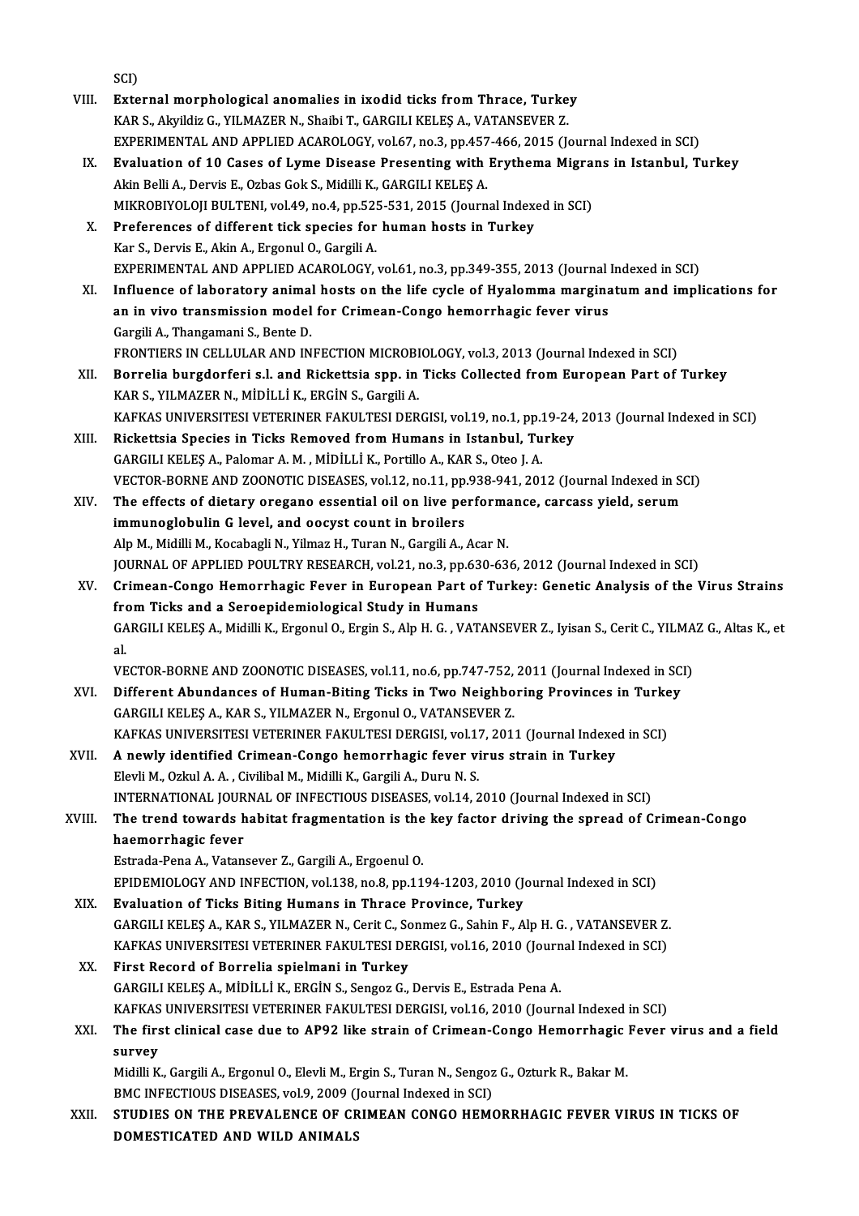SCI)

VIII. **External morphological anomalies in ixodid ticks from Thrace, Turkey**
KAR S., Akyildiz G., YILMAZER N., Shaibi T., GARGILI KELEŞ A., VATANSEVER Z.
EXPERIMENTAL AND APPLIED ACAROLOGY, vol.67, no.3, pp.457-466, 2015 (Journal Indexed in SCI)

IX. **Evaluation of 10 Cases of Lyme Disease Presenting with Erythema Migrans in Istanbul, Turkey**
Akin Belli A., Dervis E., Ozbas Gok S., Midilli K., GARGILI KELEŞ A.
MIKROBIYOLOJI BULTENI, vol.49, no.4, pp.525-531, 2015 (Journal Indexed in SCI)

X. **Preferences of different tick species for human hosts in Turkey**
Kar S., Dervis E., Akin A., Ergonul O., Gargili A.
EXPERIMENTAL AND APPLIED ACAROLOGY, vol.61, no.3, pp.349-355, 2013 (Journal Indexed in SCI)

XI. **Influence of laboratory animal hosts on the life cycle of Hyalomma marginatum and implications for an in vivo transmission model for Crimean-Congo hemorrhagic fever virus**
Gargili A., Thangamani S., Bente D.
FRONTIERS IN CELLULAR AND INFECTION MICROBIOLOGY, vol.3, 2013 (Journal Indexed in SCI)

XII. **Borrelia burgdorferi s.l. and Rickettsia spp. in Ticks Collected from European Part of Turkey**
KAR S., YILMAZER N., MİDİLLİ K., ERGİN S., Gargili A.
KAFKAS UNIVERSITESI VETERINER FAKULTESI DERGISI, vol.19, no.1, pp.19-24, 2013 (Journal Indexed in SCI)

XIII. **Rickettsia Species in Ticks Removed from Humans in Istanbul, Turkey**
GARGILI KELEŞ A., Palomar A. M. , MİDİLLİ K., Portillo A., KAR S., Oteo J. A.
VECTOR-BORNE AND ZOONOTIC DISEASES, vol.12, no.11, pp.938-941, 2012 (Journal Indexed in SCI)

XIV. **The effects of dietary oregano essential oil on live performance, carcass yield, serum immunoglobulin G level, and oocyst count in broilers**
Alp M., Midilli M., Kocabagli N., Yilmaz H., Turan N., Gargili A., Acar N.
JOURNAL OF APPLIED POULTRY RESEARCH, vol.21, no.3, pp.630-636, 2012 (Journal Indexed in SCI)

XV. **Crimean-Congo Hemorrhagic Fever in European Part of Turkey: Genetic Analysis of the Virus Strains from Ticks and a Seroepidemiological Study in Humans**
GARGILI KELEŞ A., Midilli K., Ergonul O., Ergin S., Alp H. G. , VATANSEVER Z., Iyisan S., Cerit C., YILMAZ G., Altas K., et al.
VECTOR-BORNE AND ZOONOTIC DISEASES, vol.11, no.6, pp.747-752, 2011 (Journal Indexed in SCI)

XVI. **Different Abundances of Human-Biting Ticks in Two Neighboring Provinces in Turkey**
GARGILI KELEŞ A., KAR S., YILMAZER N., Ergonul O., VATANSEVER Z.
KAFKAS UNIVERSITESI VETERINER FAKULTESI DERGISI, vol.17, 2011 (Journal Indexed in SCI)

XVII. **A newly identified Crimean-Congo hemorrhagic fever virus strain in Turkey**
Elevli M., Ozkul A. A. , Civilibal M., Midilli K., Gargili A., Duru N. S.
INTERNATIONAL JOURNAL OF INFECTIOUS DISEASES, vol.14, 2010 (Journal Indexed in SCI)

XVIII. **The trend towards habitat fragmentation is the key factor driving the spread of Crimean-Congo haemorrhagic fever**
Estrada-Pena A., Vatansever Z., Gargili A., Ergoenul O.
EPIDEMIOLOGY AND INFECTION, vol.138, no.8, pp.1194-1203, 2010 (Journal Indexed in SCI)

XIX. **Evaluation of Ticks Biting Humans in Thrace Province, Turkey**
GARGILI KELEŞ A., KAR S., YILMAZER N., Cerit C., Sonmez G., Sahin F., Alp H. G. , VATANSEVER Z.
KAFKAS UNIVERSITESI VETERINER FAKULTESI DERGISI, vol.16, 2010 (Journal Indexed in SCI)

XX. **First Record of Borrelia spielmani in Turkey**
GARGILI KELEŞ A., MİDİLLİ K., ERGİN S., Sengoz G., Dervis E., Estrada Pena A.
KAFKAS UNIVERSITESI VETERINER FAKULTESI DERGISI, vol.16, 2010 (Journal Indexed in SCI)

XXI. **The first clinical case due to AP92 like strain of Crimean-Congo Hemorrhagic Fever virus and a field survey**
Midilli K., Gargili A., Ergonul O., Elevli M., Ergin S., Turan N., Sengoz G., Ozturk R., Bakar M.
BMC INFECTIOUS DISEASES, vol.9, 2009 (Journal Indexed in SCI)

XXII. **STUDIES ON THE PREVALENCE OF CRIMEAN CONGO HEMORRHAGIC FEVER VIRUS IN TICKS OF DOMESTICATED AND WILD ANIMALS**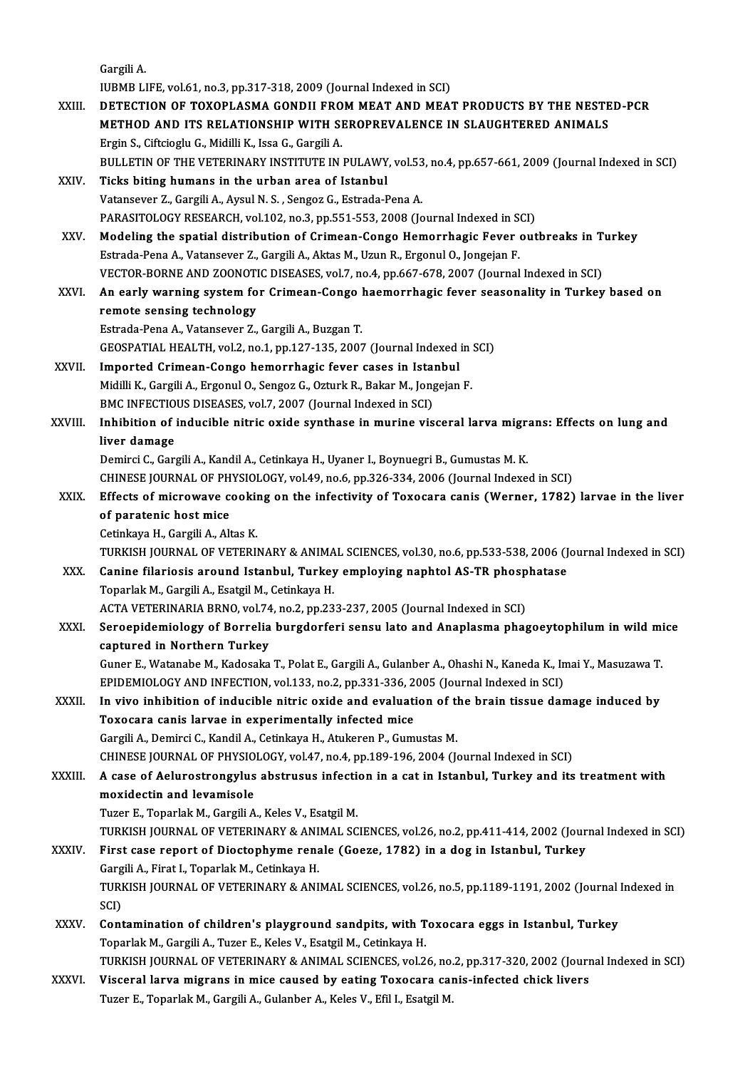Gargili A.
IUBMB LIFE, vol.61, no.3, pp.317-318, 2009 (Journal Indexed in SCI)

XXIII. **DETECTION OF TOXOPLASMA GONDII FROM MEAT AND MEAT PRODUCTS BY THE NESTED-PCR METHOD AND ITS RELATIONSHIP WITH SEROPREVALENCE IN SLAUGHTERED ANIMALS**
Ergin S., Ciftcioglu G., Midilli K., Issa G., Gargili A.
BULLETIN OF THE VETERINARY INSTITUTE IN PULAWY, vol.53, no.4, pp.657-661, 2009 (Journal Indexed in SCI)

XXIV. **Ticks biting humans in the urban area of Istanbul**
Vatansever Z., Gargili A., Aysul N. S. , Sengoz G., Estrada-Pena A.
PARASITOLOGY RESEARCH, vol.102, no.3, pp.551-553, 2008 (Journal Indexed in SCI)

XXV. **Modeling the spatial distribution of Crimean-Congo Hemorrhagic Fever outbreaks in Turkey**
Estrada-Pena A., Vatansever Z., Gargili A., Aktas M., Uzun R., Ergonul O., Jongejan F.
VECTOR-BORNE AND ZOONOTIC DISEASES, vol.7, no.4, pp.667-678, 2007 (Journal Indexed in SCI)

XXVI. **An early warning system for Crimean-Congo haemorrhagic fever seasonality in Turkey based on remote sensing technology**
Estrada-Pena A., Vatansever Z., Gargili A., Buzgan T.
GEOSPATIAL HEALTH, vol.2, no.1, pp.127-135, 2007 (Journal Indexed in SCI)

XXVII. **Imported Crimean-Congo hemorrhagic fever cases in Istanbul**
Midilli K., Gargili A., Ergonul O., Sengoz G., Ozturk R., Bakar M., Jongejan F.
BMC INFECTIOUS DISEASES, vol.7, 2007 (Journal Indexed in SCI)

XXVIII. **Inhibition of inducible nitric oxide synthase in murine visceral larva migrans: Effects on lung and liver damage**
Demirci C., Gargili A., Kandil A., Cetinkaya H., Uyaner I., Boynuegri B., Gumustas M. K.
CHINESE JOURNAL OF PHYSIOLOGY, vol.49, no.6, pp.326-334, 2006 (Journal Indexed in SCI)

XXIX. **Effects of microwave cooking on the infectivity of Toxocara canis (Werner, 1782) larvae in the liver of paratenic host mice**
Cetinkaya H., Gargili A., Altas K.
TURKISH JOURNAL OF VETERINARY & ANIMAL SCIENCES, vol.30, no.6, pp.533-538, 2006 (Journal Indexed in SCI)

XXX. **Canine filariosis around Istanbul, Turkey employing naphtol AS-TR phosphatase**
Toparlak M., Gargili A., Esatgil M., Cetinkaya H.
ACTA VETERINARIA BRNO, vol.74, no.2, pp.233-237, 2005 (Journal Indexed in SCI)

XXXI. **Seroepidemiology of Borrelia burgdorferi sensu lato and Anaplasma phagocytophilum in wild mice captured in Northern Turkey**
Guner E., Watanabe M., Kadosaka T., Polat E., Gargili A., Gulanber A., Ohashi N., Kaneda K., Imai Y., Masuzawa T.
EPIDEMIOLOGY AND INFECTION, vol.133, no.2, pp.331-336, 2005 (Journal Indexed in SCI)

XXXII. **In vivo inhibition of inducible nitric oxide and evaluation of the brain tissue damage induced by Toxocara canis larvae in experimentally infected mice**
Gargili A., Demirci C., Kandil A., Cetinkaya H., Atukeren P., Gumustas M.
CHINESE JOURNAL OF PHYSIOLOGY, vol.47, no.4, pp.189-196, 2004 (Journal Indexed in SCI)

XXXIII. **A case of Aelurostrongylus abstrusus infection in a cat in Istanbul, Turkey and its treatment with moxidectin and levamisole**
Tuzer E., Toparlak M., Gargili A., Keles V., Esatgil M.
TURKISH JOURNAL OF VETERINARY & ANIMAL SCIENCES, vol.26, no.2, pp.411-414, 2002 (Journal Indexed in SCI)

XXXIV. **First case report of Dioctophyme renale (Goeze, 1782) in a dog in Istanbul, Turkey**
Gargili A., Firat I., Toparlak M., Cetinkaya H.
TURKISH JOURNAL OF VETERINARY & ANIMAL SCIENCES, vol.26, no.5, pp.1189-1191, 2002 (Journal Indexed in SCI)

XXXV. **Contamination of children's playground sandpits, with Toxocara eggs in Istanbul, Turkey**
Toparlak M., Gargili A., Tuzer E., Keles V., Esatgil M., Cetinkaya H.
TURKISH JOURNAL OF VETERINARY & ANIMAL SCIENCES, vol.26, no.2, pp.317-320, 2002 (Journal Indexed in SCI)

XXXVI. **Visceral larva migrans in mice caused by eating Toxocara canis-infected chick livers**
Tuzer E., Toparlak M., Gargili A., Gulanber A., Keles V., Efil I., Esatgil M.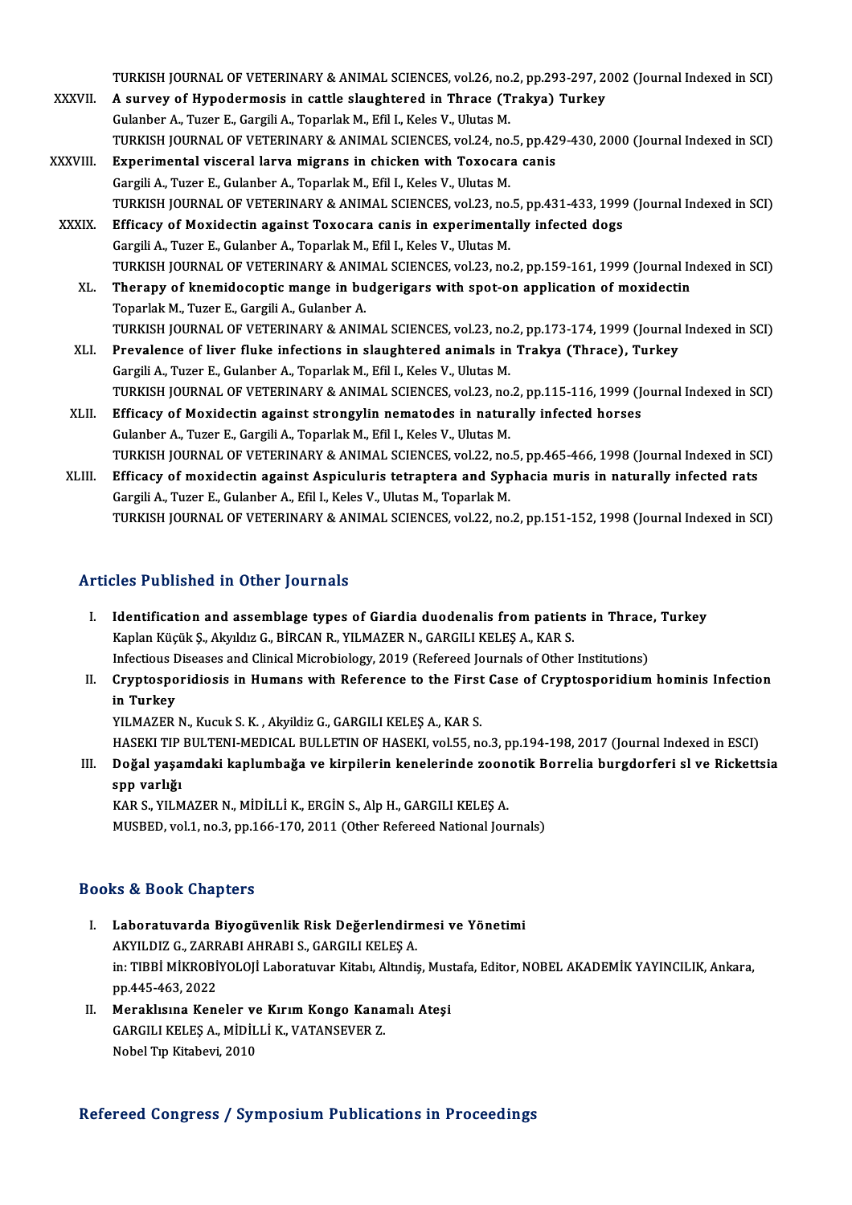TURKISH JOURNAL OF VETERINARY & ANIMAL SCIENCES, vol.26, no.2, pp.293-297, 2002 (Journal Indexed in SCI)

XXXVII. **A survey of Hypodermosis in cattle slaughtered in Thrace (Trakya) Turkey**
Gulanber A., Tuzer E., Gargili A., Toparlak M., Efil I., Keles V., Ulutas M.
TURKISH JOURNAL OF VETERINARY & ANIMAL SCIENCES, vol.24, no.5, pp.429-430, 2000 (Journal Indexed in SCI)

XXXVIII. **Experimental visceral larva migrans in chicken with Toxocara canis**
Gargili A., Tuzer E., Gulanber A., Toparlak M., Efil I., Keles V., Ulutas M.
TURKISH JOURNAL OF VETERINARY & ANIMAL SCIENCES, vol.23, no.5, pp.431-433, 1999 (Journal Indexed in SCI)

XXXIX. **Efficacy of Moxidectin against Toxocara canis in experimentally infected dogs**
Gargili A., Tuzer E., Gulanber A., Toparlak M., Efil I., Keles V., Ulutas M.
TURKISH JOURNAL OF VETERINARY & ANIMAL SCIENCES, vol.23, no.2, pp.159-161, 1999 (Journal Indexed in SCI)

XL. **Therapy of knemidocoptic mange in budgerigars with spot-on application of moxidectin**
Toparlak M., Tuzer E., Gargili A., Gulanber A.
TURKISH JOURNAL OF VETERINARY & ANIMAL SCIENCES, vol.23, no.2, pp.173-174, 1999 (Journal Indexed in SCI)

XLI. **Prevalence of liver fluke infections in slaughtered animals in Trakya (Thrace), Turkey**
Gargili A., Tuzer E., Gulanber A., Toparlak M., Efil I., Keles V., Ulutas M.
TURKISH JOURNAL OF VETERINARY & ANIMAL SCIENCES, vol.23, no.2, pp.115-116, 1999 (Journal Indexed in SCI)

XLII. **Efficacy of Moxidectin against strongylin nematodes in naturally infected horses**
Gulanber A., Tuzer E., Gargili A., Toparlak M., Efil I., Keles V., Ulutas M.
TURKISH JOURNAL OF VETERINARY & ANIMAL SCIENCES, vol.22, no.5, pp.465-466, 1998 (Journal Indexed in SCI)

XLIII. **Efficacy of moxidectin against Aspiculuris tetraptera and Syphacia muris in naturally infected rats**
Gargili A., Tuzer E., Gulanber A., Efil I., Keles V., Ulutas M., Toparlak M.
TURKISH JOURNAL OF VETERINARY & ANIMAL SCIENCES, vol.22, no.2, pp.151-152, 1998 (Journal Indexed in SCI)

## Articles Published in Other Journals

I. **Identification and assemblage types of Giardia duodenalis from patients in Thrace, Turkey**
Kaplan Küçük Ş., Akyıldız G., BİRCAN R., YILMAZER N., GARGILI KELEŞ A., KAR S.
Infectious Diseases and Clinical Microbiology, 2019 (Refereed Journals of Other Institutions)

II. **Cryptosporidiosis in Humans with Reference to the First Case of Cryptosporidium hominis Infection in Turkey**
YILMAZER N., Kucuk S. K. , Akyildiz G., GARGILI KELEŞ A., KAR S.
HASEKI TIP BULTENI-MEDICAL BULLETIN OF HASEKI, vol.55, no.3, pp.194-198, 2017 (Journal Indexed in ESCI)

III. **Doğal yaşamdaki kaplumbağa ve kirpilerin kenelerinde zoonotik Borrelia burgdorferi sl ve Rickettsia spp varlığı**
KAR S., YILMAZER N., MİDİLLİ K., ERGİN S., Alp H., GARGILI KELEŞ A.
MUSBED, vol.1, no.3, pp.166-170, 2011 (Other Refereed National Journals)

## Books & Book Chapters

I. **Laboratuvarda Biyogüvenlik Risk Değerlendirmesi ve Yönetimi**
AKYILDIZ G., ZARRABI AHRABI S., GARGILI KELEŞ A.
in: TIBBİ MİKROBİYOLOJİ Laboratuvar Kitabı, Altındiş, Mustafa, Editor, NOBEL AKADEMİK YAYINCILIK, Ankara, pp.445-463, 2022

II. **Meraklısına Keneler ve Kırım Kongo Kanamalı Ateşi**
GARGILI KELEŞ A., MİDİLLİ K., VATANSEVER Z.
Nobel Tıp Kitabevi, 2010

## Refereed Congress / Symposium Publications in Proceedings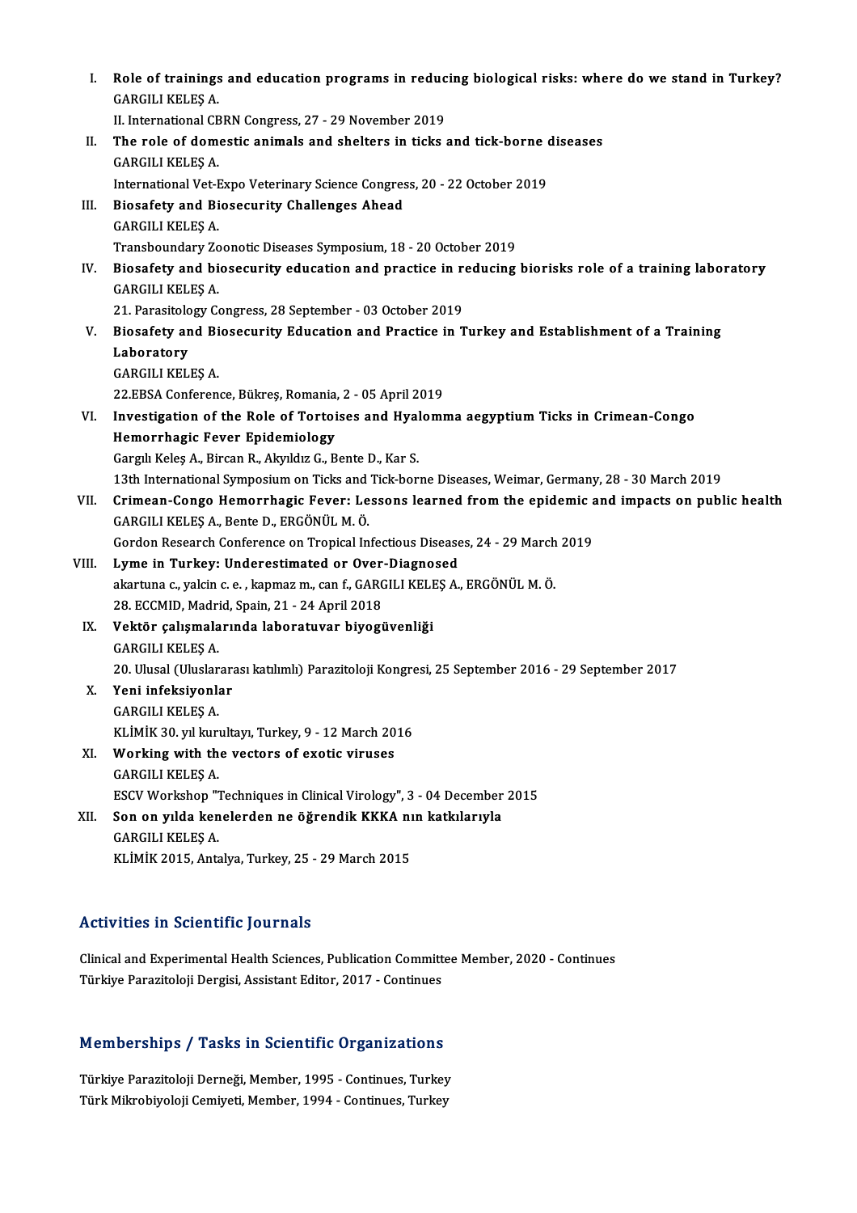I. **Role of trainings and education programs in reducing biological risks: where do we stand in Turkey?**
GARGILI KELEŞ A.
II. International CBRN Congress, 27 - 29 November 2019

II. **The role of domestic animals and shelters in ticks and tick-borne diseases**
GARGILI KELEŞ A.
International Vet-Expo Veterinary Science Congress, 20 - 22 October 2019

III. **Biosafety and Biosecurity Challenges Ahead**
GARGILI KELEŞ A.
Transboundary Zoonotic Diseases Symposium, 18 - 20 October 2019

IV. **Biosafety and biosecurity education and practice in reducing biorisks role of a training laboratory**
GARGILI KELEŞ A.
21. Parasitology Congress, 28 September - 03 October 2019

V. **Biosafety and Biosecurity Education and Practice in Turkey and Establishment of a Training Laboratory**
GARGILI KELEŞ A.
22.EBSA Conference, Bükreş, Romania, 2 - 05 April 2019

VI. **Investigation of the Role of Tortoises and Hyalomma aegyptium Ticks in Crimean-Congo Hemorrhagic Fever Epidemiology**
Gargılı Keleş A., Bircan R., Akyıldız G., Bente D., Kar S.
13th International Symposium on Ticks and Tick-borne Diseases, Weimar, Germany, 28 - 30 March 2019

VII. **Crimean-Congo Hemorrhagic Fever: Lessons learned from the epidemic and impacts on public health**
GARGILI KELEŞ A., Bente D., ERGÖNÜL M. Ö.
Gordon Research Conference on Tropical Infectious Diseases, 24 - 29 March 2019

VIII. **Lyme in Turkey: Underestimated or Over-Diagnosed**
akartuna c., yalcin c. e. , kapmaz m., can f., GARGILI KELEŞ A., ERGÖNÜL M. Ö.
28. ECCMID, Madrid, Spain, 21 - 24 April 2018

IX. **Vektör çalışmalarında laboratuvar biyogüvenliği**
GARGILI KELEŞ A.
20. Ulusal (Uluslararası katılımlı) Parazitoloji Kongresi, 25 September 2016 - 29 September 2017

X. **Yeni infeksiyonlar**
GARGILI KELEŞ A.
KLİMİK 30. yıl kurultayı, Turkey, 9 - 12 March 2016

XI. **Working with the vectors of exotic viruses**
GARGILI KELEŞ A.
ESCV Workshop "Techniques in Clinical Virology", 3 - 04 December 2015

XII. **Son on yılda kenelerden ne öğrendik KKKA nın katkılarıyla**
GARGILI KELEŞ A.
KLİMİK 2015, Antalya, Turkey, 25 - 29 March 2015

## Activities in Scientific Journals

Clinical and Experimental Health Sciences, Publication Committee Member, 2020 - Continues
Türkiye Parazitoloji Dergisi, Assistant Editor, 2017 - Continues

## Memberships / Tasks in Scientific Organizations

Türkiye Parazitoloji Derneği, Member, 1995 - Continues, Turkey
Türk Mikrobiyoloji Cemiyeti, Member, 1994 - Continues, Turkey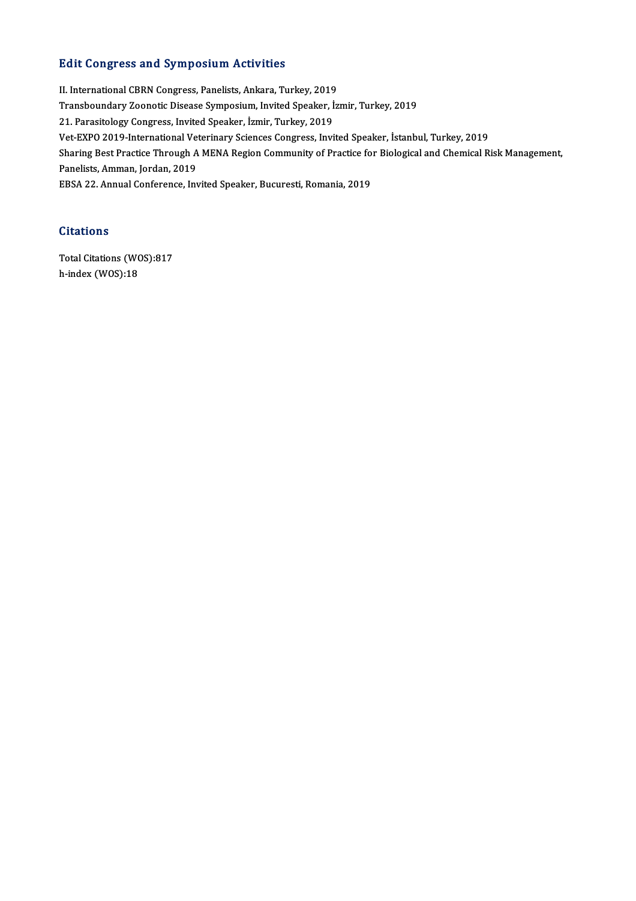## Edit Congress and Symposium Activities

II. International CBRN Congress, Panelists, Ankara, Turkey, 2019
Transboundary Zoonotic Disease Symposium, Invited Speaker, İzmir, Turkey, 2019
21. Parasitology Congress, Invited Speaker, İzmir, Turkey, 2019
Vet-EXPO 2019-International Veterinary Sciences Congress, Invited Speaker, İstanbul, Turkey, 2019
Sharing Best Practice Through A MENA Region Community of Practice for Biological and Chemical Risk Management, Panelists, Amman, Jordan, 2019
EBSA 22. Annual Conference, Invited Speaker, Bucuresti, Romania, 2019

## Citations

Total Citations (WOS):817
h-index (WOS):18